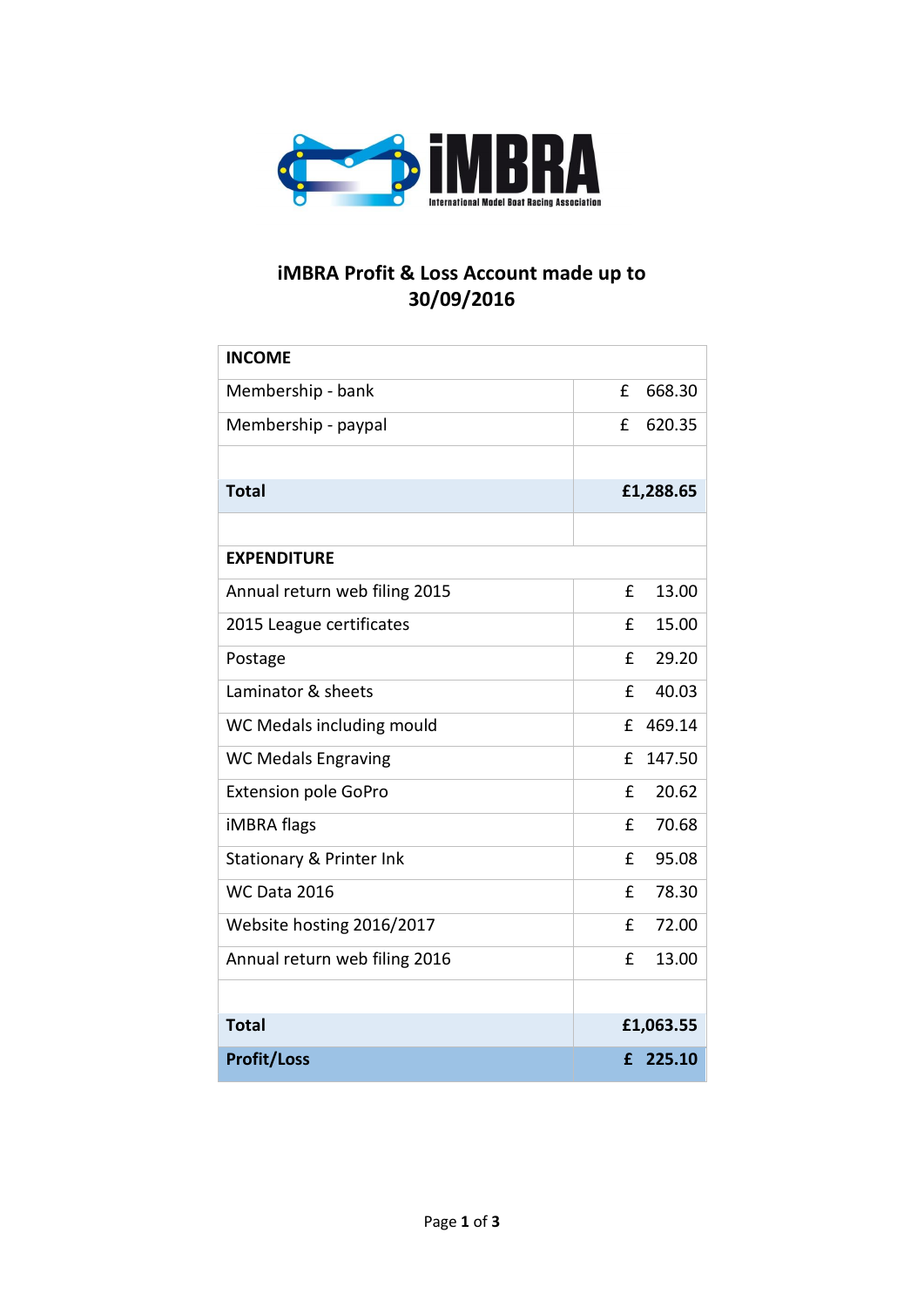iMBRA

International Model Boat Racing Association

# iMBRA Profit & Loss Account made up to 30/09/2016

| INCOME | |
|---|---|
| Membership - bank | £ 668.30 |
| Membership - paypal | £ 620.35 |
| | |
| **Total** | **£1,288.65** |
| | |
| **EXPENDITURE** | |
| Annual return web filing 2015 | £ 13.00 |
| 2015 League certificates | £ 15.00 |
| Postage | £ 29.20 |
| Laminator & sheets | £ 40.03 |
| WC Medals including mould | £ 469.14 |
| WC Medals Engraving | £ 147.50 |
| Extension pole GoPro | £ 20.62 |
| iMBRA flags | £ 70.68 |
| Stationary & Printer Ink | £ 95.08 |
| WC Data 2016 | £ 78.30 |
| Website hosting 2016/2017 | £ 72.00 |
| Annual return web filing 2016 | £ 13.00 |
| | |
| **Total** | **£1,063.55** |
| **Profit/Loss** | **£ 225.10** |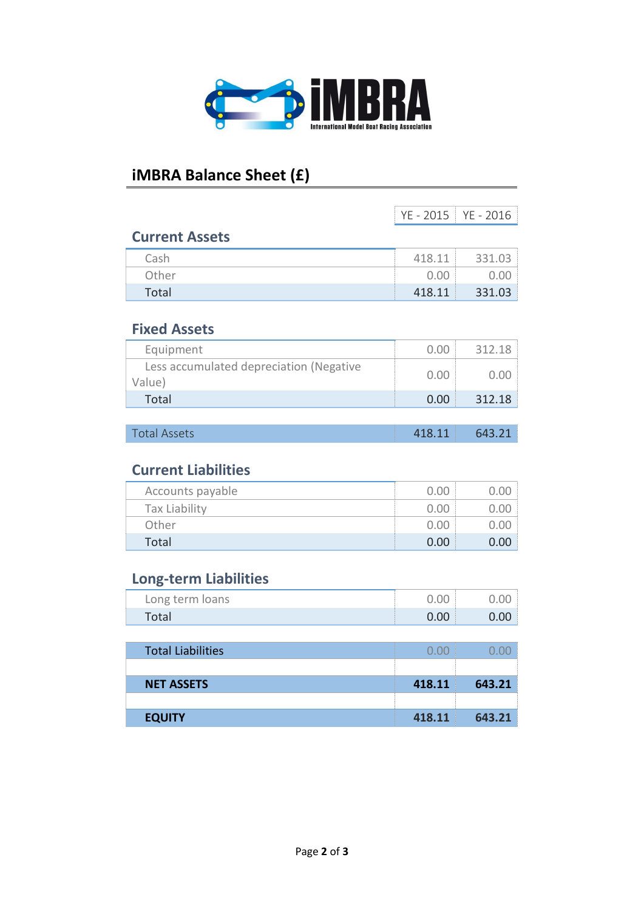# iMBRA Balance Sheet (£)

| | YE - 2015 | YE - 2016 |
|---|---|---|
| **Current Assets** | | |
| Cash | 418.11 | 331.03 |
| Other | 0.00 | 0.00 |
| Total | 418.11 | 331.03 |
| **Fixed Assets** | | |
| Equipment | 0.00 | 312.18 |
| Less accumulated depreciation (Negative Value) | 0.00 | 0.00 |
| Total | 0.00 | 312.18 |
| Total Assets | 418.11 | 643.21 |
| **Current Liabilities** | | |
| Accounts payable | 0.00 | 0.00 |
| Tax Liability | 0.00 | 0.00 |
| Other | 0.00 | 0.00 |
| Total | 0.00 | 0.00 |
| **Long-term Liabilities** | | |
| Long term loans | 0.00 | 0.00 |
| Total | 0.00 | 0.00 |
| Total Liabilities | 0.00 | 0.00 |
| **NET ASSETS** | **418.11** | **643.21** |
| **EQUITY** | **418.11** | **643.21** |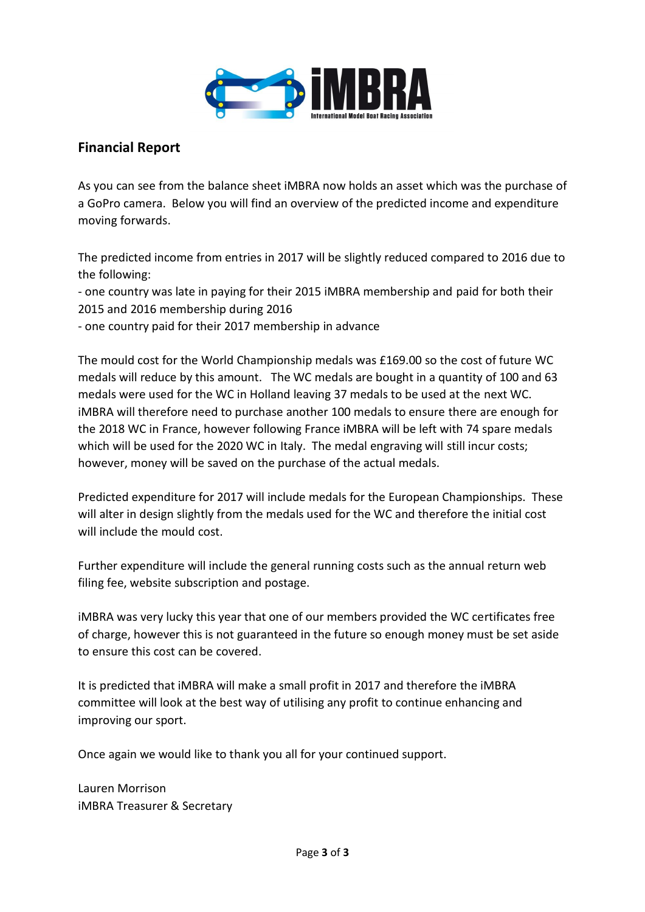iMBRA

International Model Boat Racing Association

## Financial Report

As you can see from the balance sheet iMBRA now holds an asset which was the purchase of a GoPro camera. Below you will find an overview of the predicted income and expenditure moving forwards.

The predicted income from entries in 2017 will be slightly reduced compared to 2016 due to the following:

- one country was late in paying for their 2015 iMBRA membership and paid for both their 2015 and 2016 membership during 2016
- one country paid for their 2017 membership in advance

The mould cost for the World Championship medals was £169.00 so the cost of future WC medals will reduce by this amount. The WC medals are bought in a quantity of 100 and 63 medals were used for the WC in Holland leaving 37 medals to be used at the next WC. iMBRA will therefore need to purchase another 100 medals to ensure there are enough for the 2018 WC in France, however following France iMBRA will be left with 74 spare medals which will be used for the 2020 WC in Italy. The medal engraving will still incur costs; however, money will be saved on the purchase of the actual medals.

Predicted expenditure for 2017 will include medals for the European Championships. These will alter in design slightly from the medals used for the WC and therefore the initial cost will include the mould cost.

Further expenditure will include the general running costs such as the annual return web filing fee, website subscription and postage.

iMBRA was very lucky this year that one of our members provided the WC certificates free of charge, however this is not guaranteed in the future so enough money must be set aside to ensure this cost can be covered.

It is predicted that iMBRA will make a small profit in 2017 and therefore the iMBRA committee will look at the best way of utilising any profit to continue enhancing and improving our sport.

Once again we would like to thank you all for your continued support.

Lauren Morrison
iMBRA Treasurer & Secretary